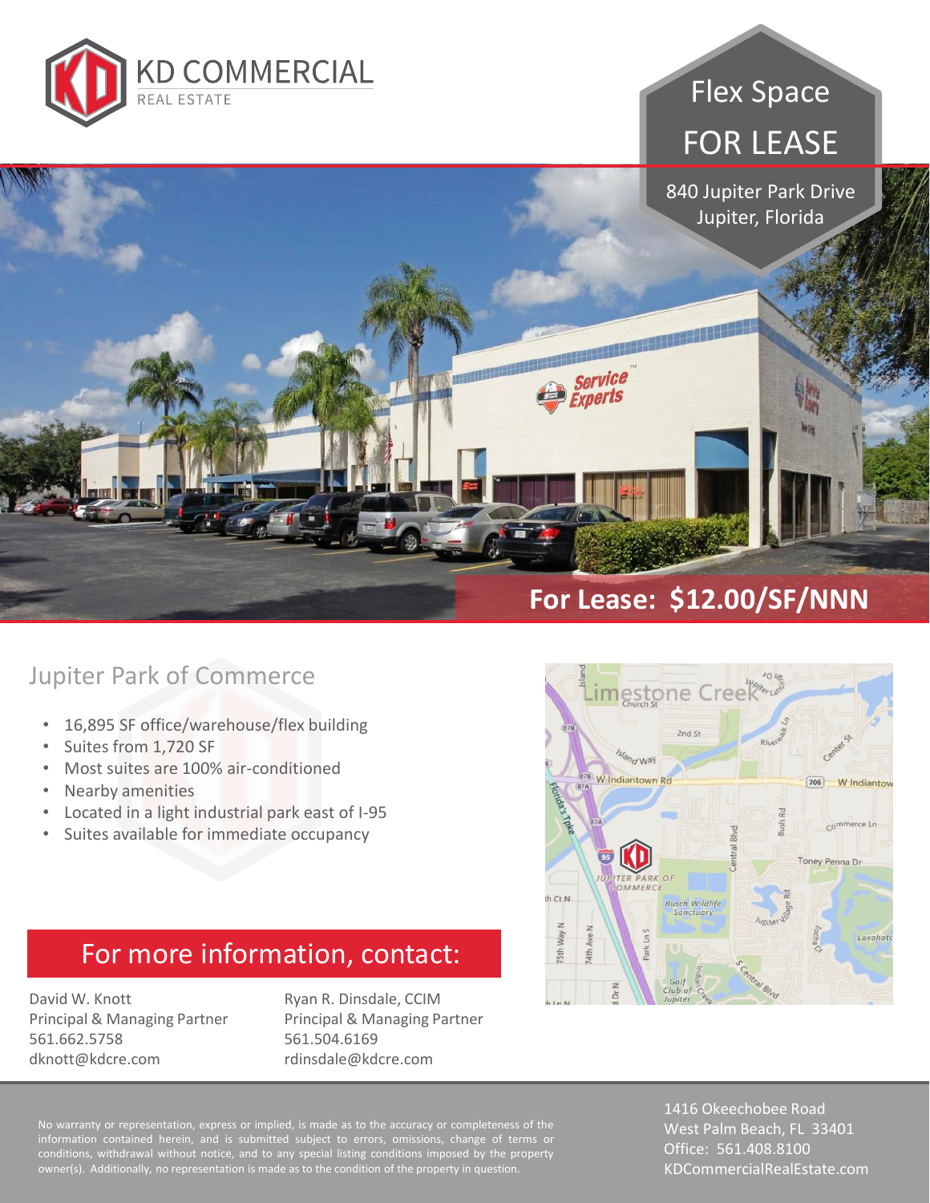KD COMMERCIAL
REAL ESTATE

# Flex Space FOR LEASE

840 Jupiter Park Drive
Jupiter, Florida

**For Lease: $12.00/SF/NNN**

## Jupiter Park of Commerce

- 16,895 SF office/warehouse/flex building
- Suites from 1,720 SF
- Most suites are 100% air-conditioned
- Nearby amenities
- Located in a light industrial park east of I-95
- Suites available for immediate occupancy

## For more information, contact:

David W. Knott
Principal & Managing Partner
561.662.5758
dknott@kdcre.com

Ryan R. Dinsdale, CCIM
Principal & Managing Partner
561.504.6169
rdinsdale@kdcre.com

No warranty or representation, express or implied, is made as to the accuracy or completeness of the information contained herein, and is submitted subject to errors, omissions, change of terms or conditions, withdrawal without notice, and to any special listing conditions imposed by the property owner(s). Additionally, no representation is made as to the condition of the property in question.

1416 Okeechobee Road
West Palm Beach, FL 33401
Office: 561.408.8100
KDCommercialRealEstate.com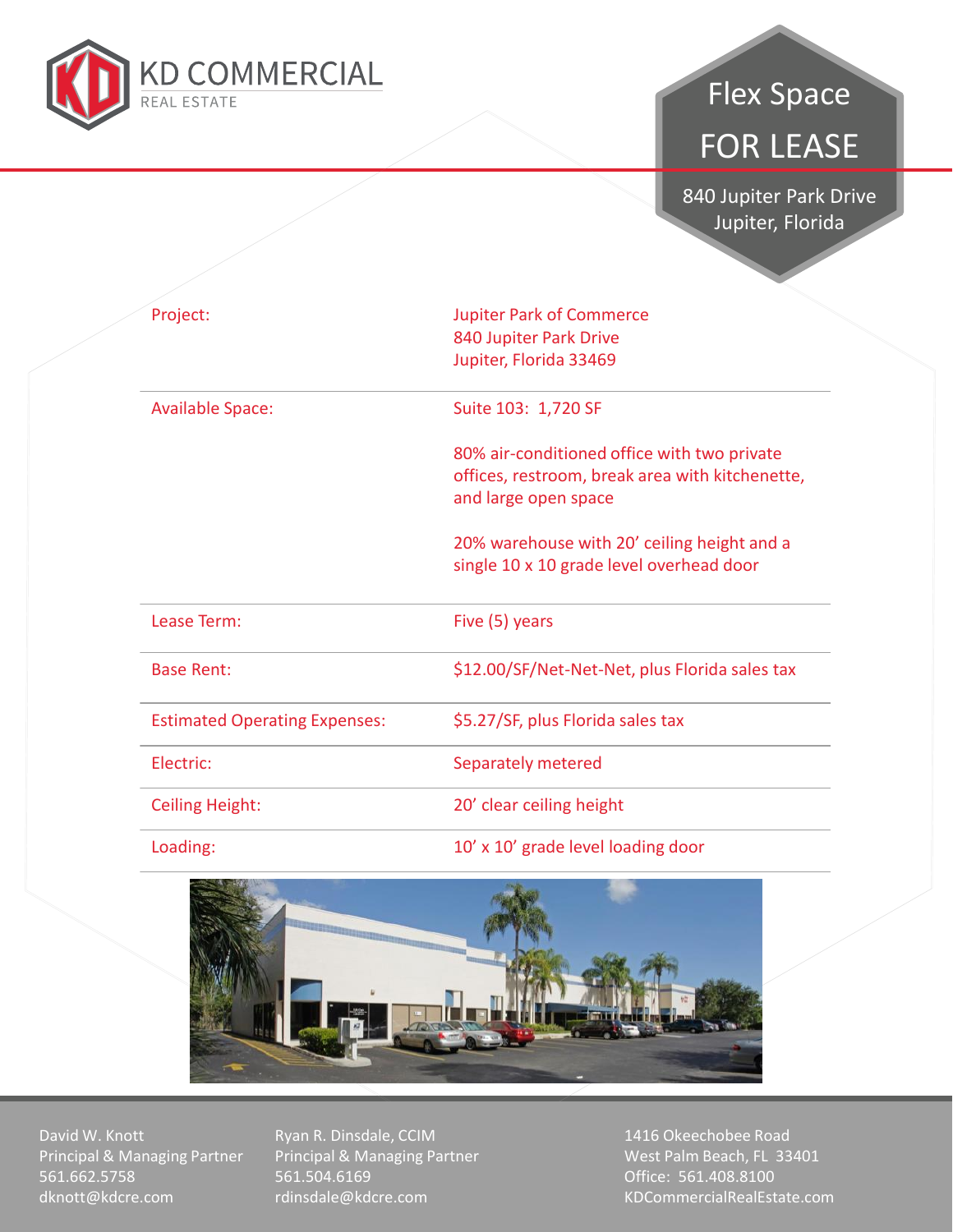KD COMMERCIAL
REAL ESTATE

# Flex Space

# FOR LEASE

840 Jupiter Park Drive
Jupiter, Florida

| | |
|---|---|
| Project: | Jupiter Park of Commerce<br>840 Jupiter Park Drive<br>Jupiter, Florida 33469 |
| Available Space: | Suite 103: 1,720 SF<br><br>80% air-conditioned office with two private offices, restroom, break area with kitchenette, and large open space<br><br>20% warehouse with 20' ceiling height and a single 10 x 10 grade level overhead door |
| Lease Term: | Five (5) years |
| Base Rent: | $12.00/SF/Net-Net-Net, plus Florida sales tax |
| Estimated Operating Expenses: | $5.27/SF, plus Florida sales tax |
| Electric: | Separately metered |
| Ceiling Height: | 20' clear ceiling height |
| Loading: | 10' x 10' grade level loading door |

David W. Knott
Principal & Managing Partner
561.662.5758
dknott@kdcre.com

Ryan R. Dinsdale, CCIM
Principal & Managing Partner
561.504.6169
rdinsdale@kdcre.com

1416 Okeechobee Road
West Palm Beach, FL 33401
Office: 561.408.8100
KDCommercialRealEstate.com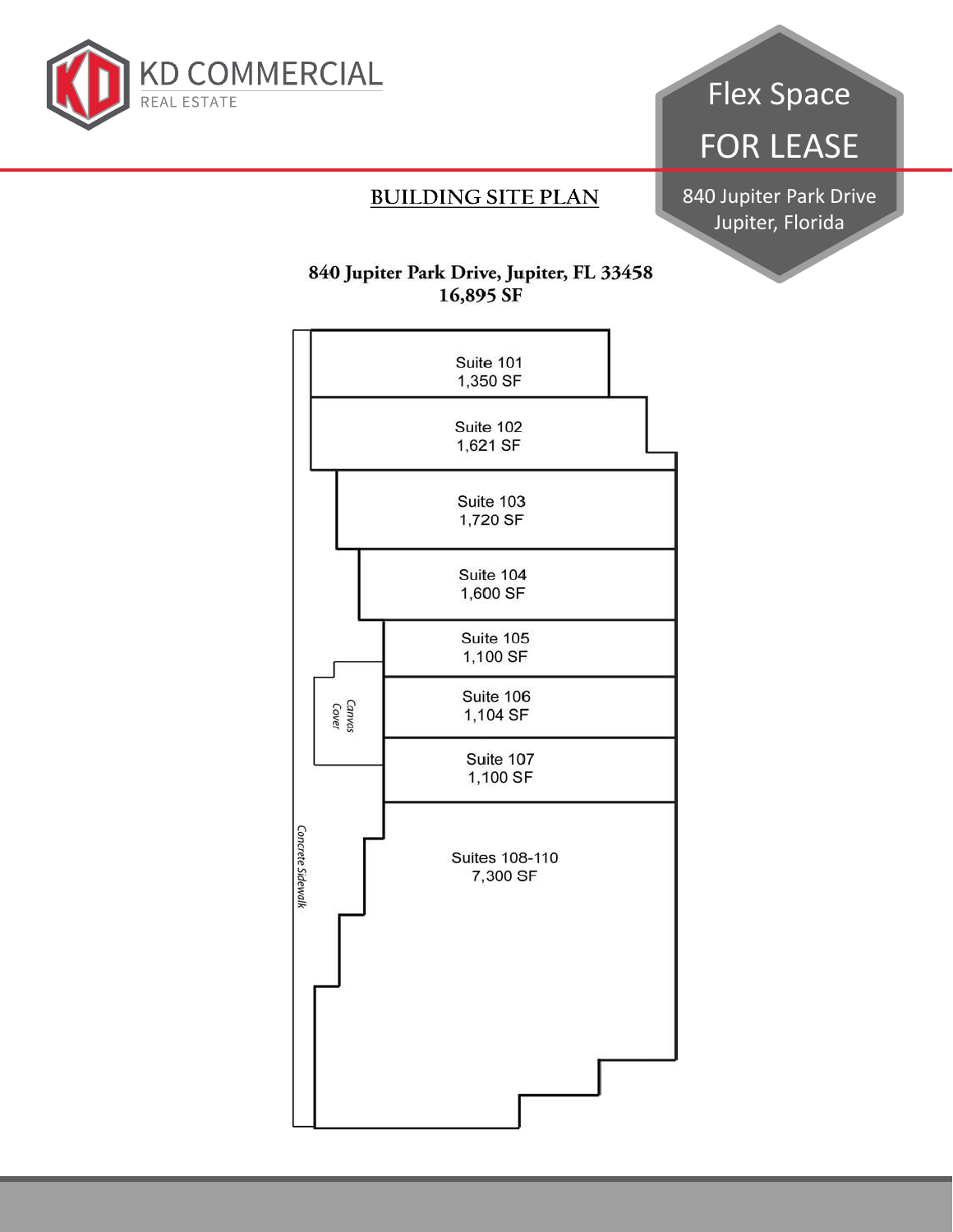KD COMMERCIAL
REAL ESTATE

Flex Space
FOR LEASE
840 Jupiter Park Drive
Jupiter, Florida

## BUILDING SITE PLAN

**840 Jupiter Park Drive, Jupiter, FL 33458**
**16,895 SF**

Suite 101
1,350 SF

Suite 102
1,621 SF

Suite 103
1,720 SF

Suite 104
1,600 SF

Suite 105
1,100 SF

Suite 106
1,104 SF

Suite 107
1,100 SF

Suites 108-110
7,300 SF

Canvas Cover

Concrete Sidewalk